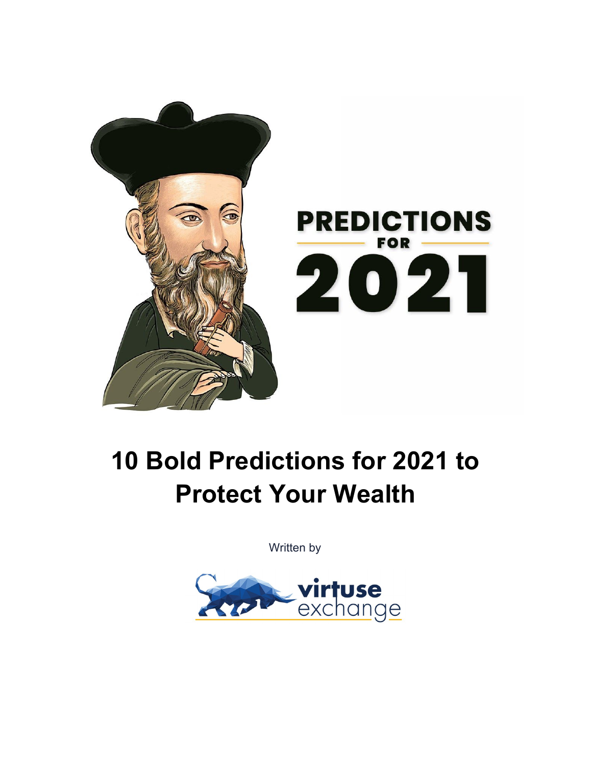# 10 Bold Predictions for 2021 to Protect Your Wealth

Written by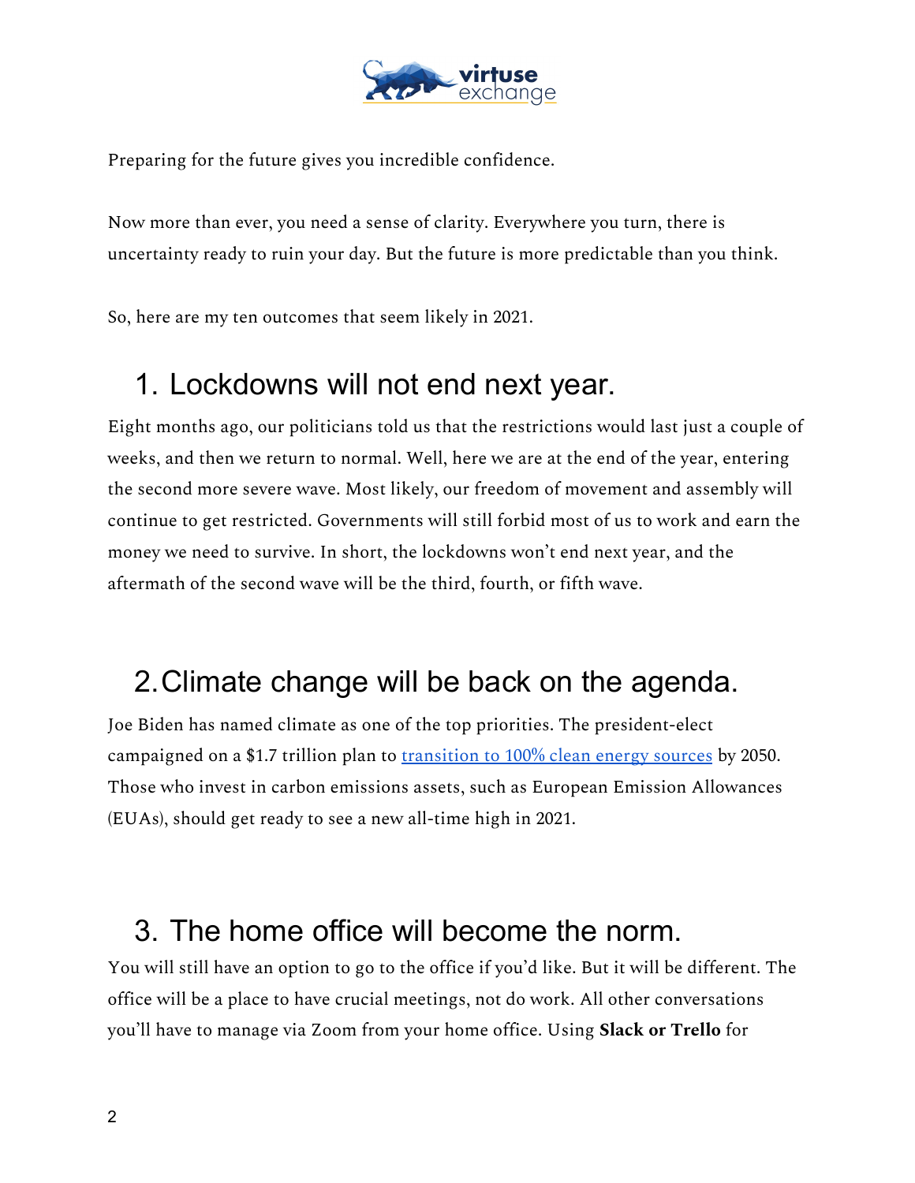Preparing for the future gives you incredible confidence.

Now more than ever, you need a sense of clarity. Everywhere you turn, there is uncertainty ready to ruin your day. But the future is more predictable than you think.

So, here are my ten outcomes that seem likely in 2021.

## 1. Lockdowns will not end next year.

Eight months ago, our politicians told us that the restrictions would last just a couple of weeks, and then we return to normal. Well, here we are at the end of the year, entering the second more severe wave. Most likely, our freedom of movement and assembly will continue to get restricted. Governments will still forbid most of us to work and earn the money we need to survive. In short, the lockdowns won't end next year, and the aftermath of the second wave will be the third, fourth, or fifth wave.

## 2. Climate change will be back on the agenda.

Joe Biden has named climate as one of the top priorities. The president-elect campaigned on a $1.7 trillion plan to transition to 100% clean energy sources by 2050. Those who invest in carbon emissions assets, such as European Emission Allowances (EUAs), should get ready to see a new all-time high in 2021.

## 3. The home office will become the norm.

You will still have an option to go to the office if you'd like. But it will be different. The office will be a place to have crucial meetings, not do work. All other conversations you'll have to manage via Zoom from your home office. Using **Slack or Trello** for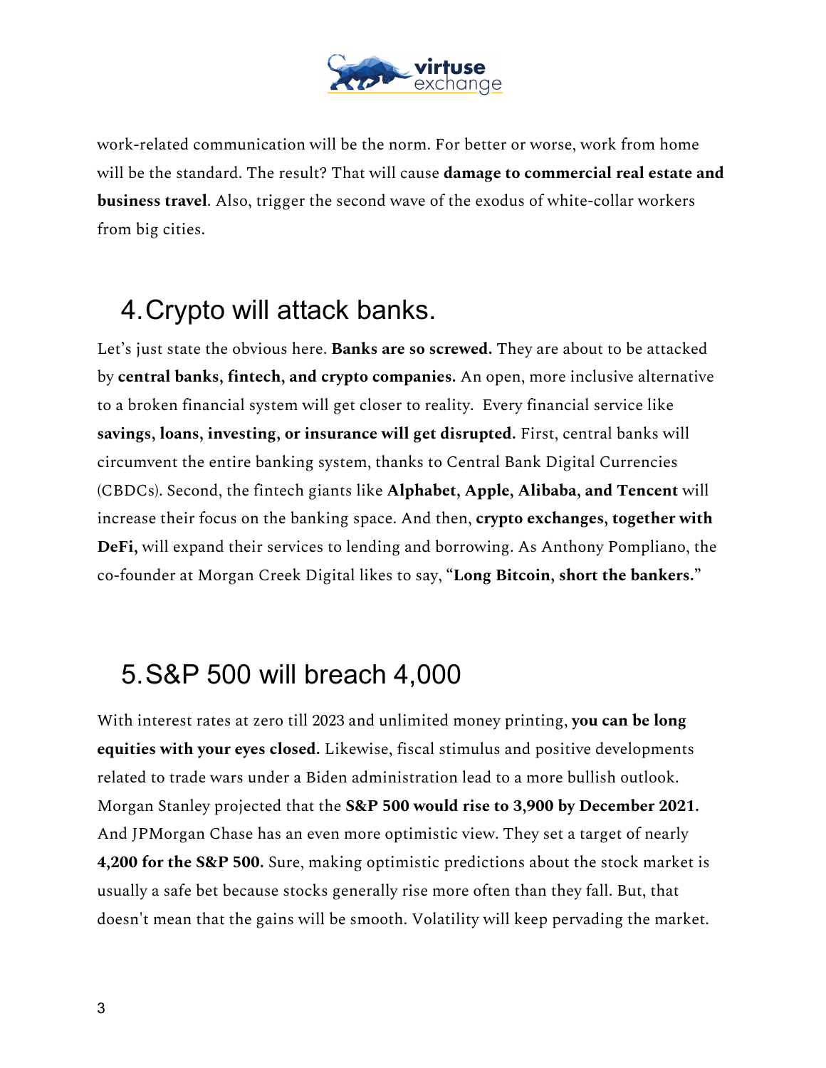work-related communication will be the norm. For better or worse, work from home will be the standard. The result? That will cause **damage to commercial real estate and business travel**. Also, trigger the second wave of the exodus of white-collar workers from big cities.

## 4. Crypto will attack banks.

Let's just state the obvious here. **Banks are so screwed.** They are about to be attacked by **central banks, fintech, and crypto companies.** An open, more inclusive alternative to a broken financial system will get closer to reality. Every financial service like **savings, loans, investing, or insurance will get disrupted.** First, central banks will circumvent the entire banking system, thanks to Central Bank Digital Currencies (CBDCs). Second, the fintech giants like **Alphabet, Apple, Alibaba, and Tencent** will increase their focus on the banking space. And then, **crypto exchanges, together with DeFi**, will expand their services to lending and borrowing. As Anthony Pompliano, the co-founder at Morgan Creek Digital likes to say, "**Long Bitcoin, short the bankers.**"

## 5. S&P 500 will breach 4,000

With interest rates at zero till 2023 and unlimited money printing, **you can be long equities with your eyes closed.** Likewise, fiscal stimulus and positive developments related to trade wars under a Biden administration lead to a more bullish outlook. Morgan Stanley projected that the **S&P 500 would rise to 3,900 by December 2021.** And JPMorgan Chase has an even more optimistic view. They set a target of nearly **4,200 for the S&P 500.** Sure, making optimistic predictions about the stock market is usually a safe bet because stocks generally rise more often than they fall. But, that doesn't mean that the gains will be smooth. Volatility will keep pervading the market.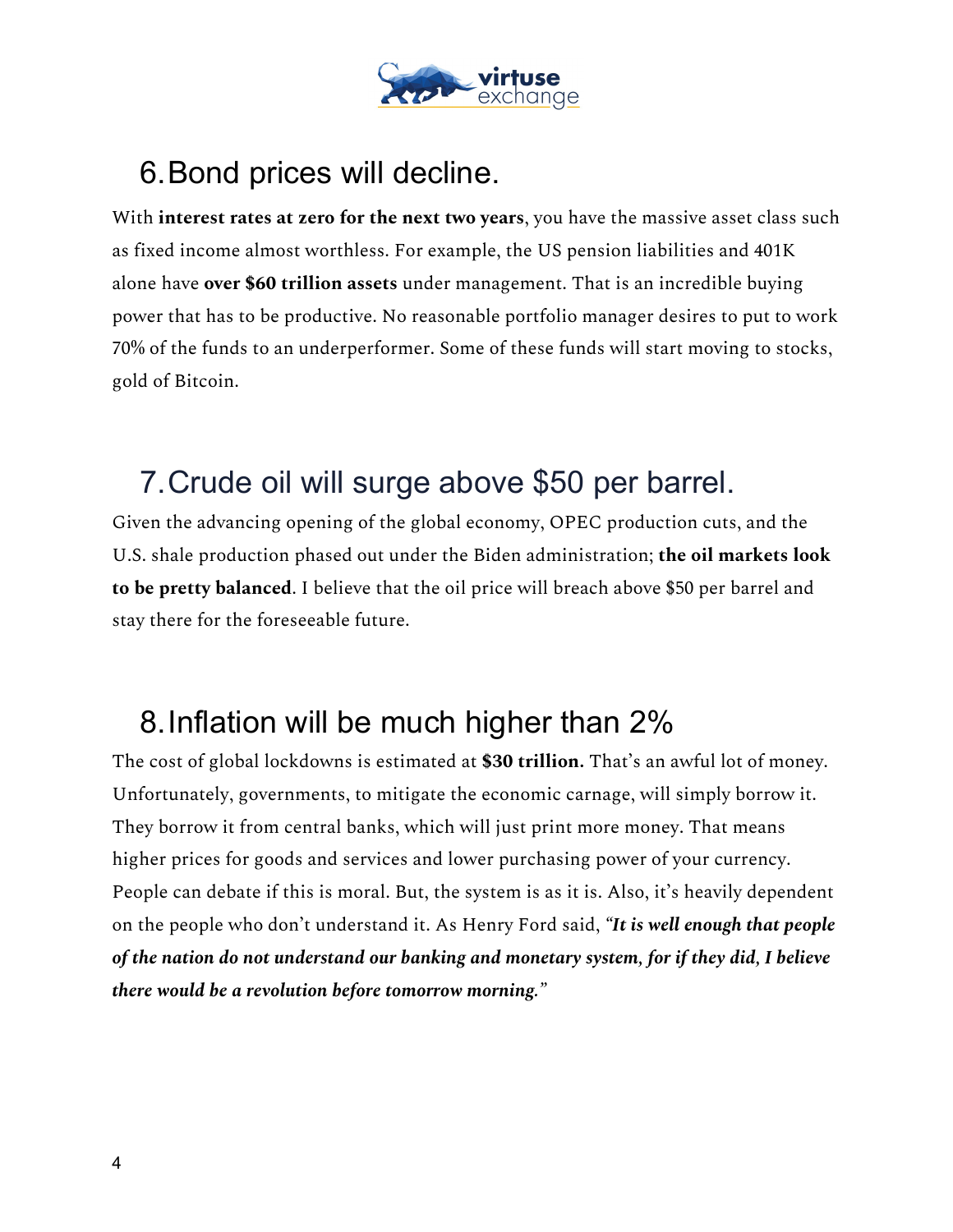## 6. Bond prices will decline.

With **interest rates at zero for the next two years**, you have the massive asset class such as fixed income almost worthless. For example, the US pension liabilities and 401K alone have **over $60 trillion assets** under management. That is an incredible buying power that has to be productive. No reasonable portfolio manager desires to put to work 70% of the funds to an underperformer. Some of these funds will start moving to stocks, gold of Bitcoin.

## 7. Crude oil will surge above $50 per barrel.

Given the advancing opening of the global economy, OPEC production cuts, and the U.S. shale production phased out under the Biden administration; **the oil markets look to be pretty balanced**. I believe that the oil price will breach above $50 per barrel and stay there for the foreseeable future.

## 8. Inflation will be much higher than 2%

The cost of global lockdowns is estimated at **$30 trillion.** That's an awful lot of money. Unfortunately, governments, to mitigate the economic carnage, will simply borrow it. They borrow it from central banks, which will just print more money. That means higher prices for goods and services and lower purchasing power of your currency. People can debate if this is moral. But, the system is as it is. Also, it's heavily dependent on the people who don't understand it. As Henry Ford said, ***"It is well enough that people of the nation do not understand our banking and monetary system, for if they did, I believe there would be a revolution before tomorrow morning."***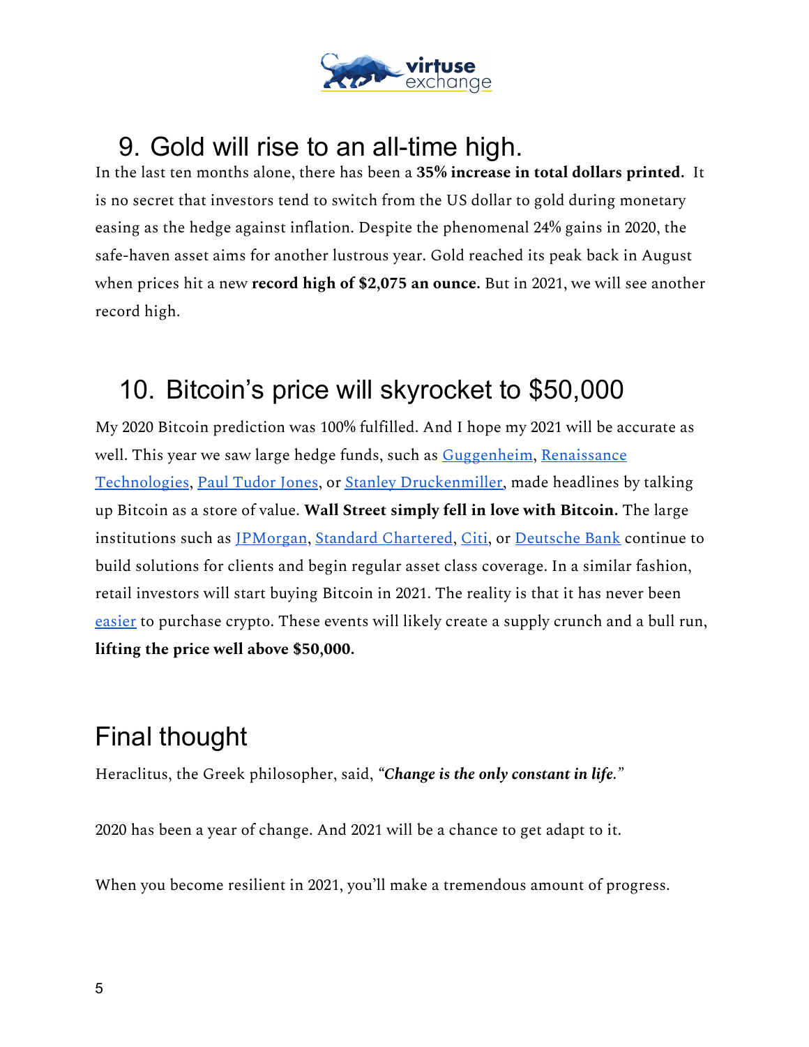## 9. Gold will rise to an all-time high.

In the last ten months alone, there has been a **35% increase in total dollars printed.** It is no secret that investors tend to switch from the US dollar to gold during monetary easing as the hedge against inflation. Despite the phenomenal 24% gains in 2020, the safe-haven asset aims for another lustrous year. Gold reached its peak back in August when prices hit a new **record high of $2,075 an ounce.** But in 2021, we will see another record high.

## 10. Bitcoin's price will skyrocket to $50,000

My 2020 Bitcoin prediction was 100% fulfilled. And I hope my 2021 will be accurate as well. This year we saw large hedge funds, such as Guggenheim, Renaissance Technologies, Paul Tudor Jones, or Stanley Druckenmiller, made headlines by talking up Bitcoin as a store of value. **Wall Street simply fell in love with Bitcoin.** The large institutions such as JPMorgan, Standard Chartered, Citi, or Deutsche Bank continue to build solutions for clients and begin regular asset class coverage. In a similar fashion, retail investors will start buying Bitcoin in 2021. The reality is that it has never been easier to purchase crypto. These events will likely create a supply crunch and a bull run, **lifting the price well above $50,000.**

## Final thought

Heraclitus, the Greek philosopher, said, ***"Change is the only constant in life."***

2020 has been a year of change. And 2021 will be a chance to get adapt to it.

When you become resilient in 2021, you'll make a tremendous amount of progress.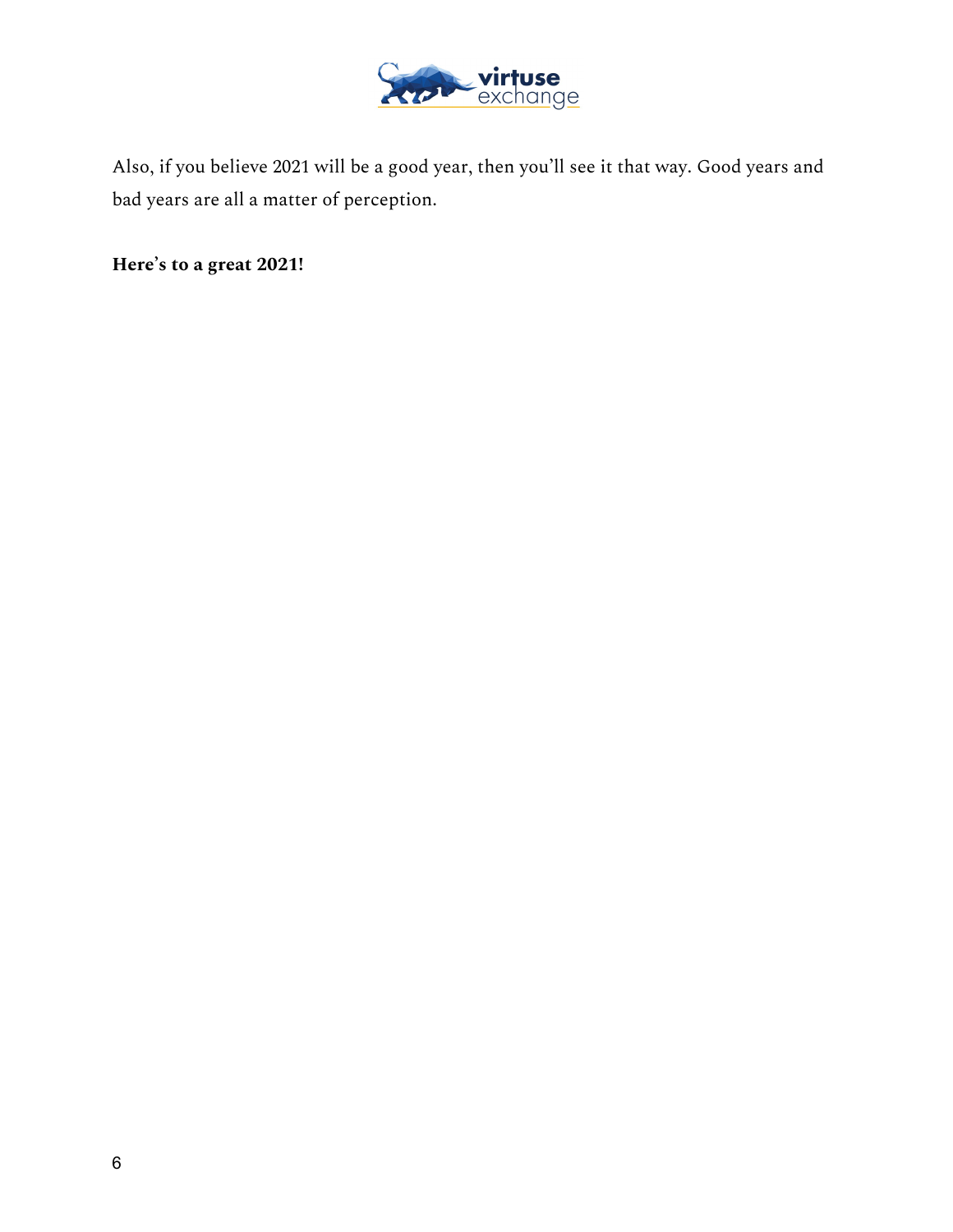Also, if you believe 2021 will be a good year, then you'll see it that way. Good years and bad years are all a matter of perception.

**Here's to a great 2021!**